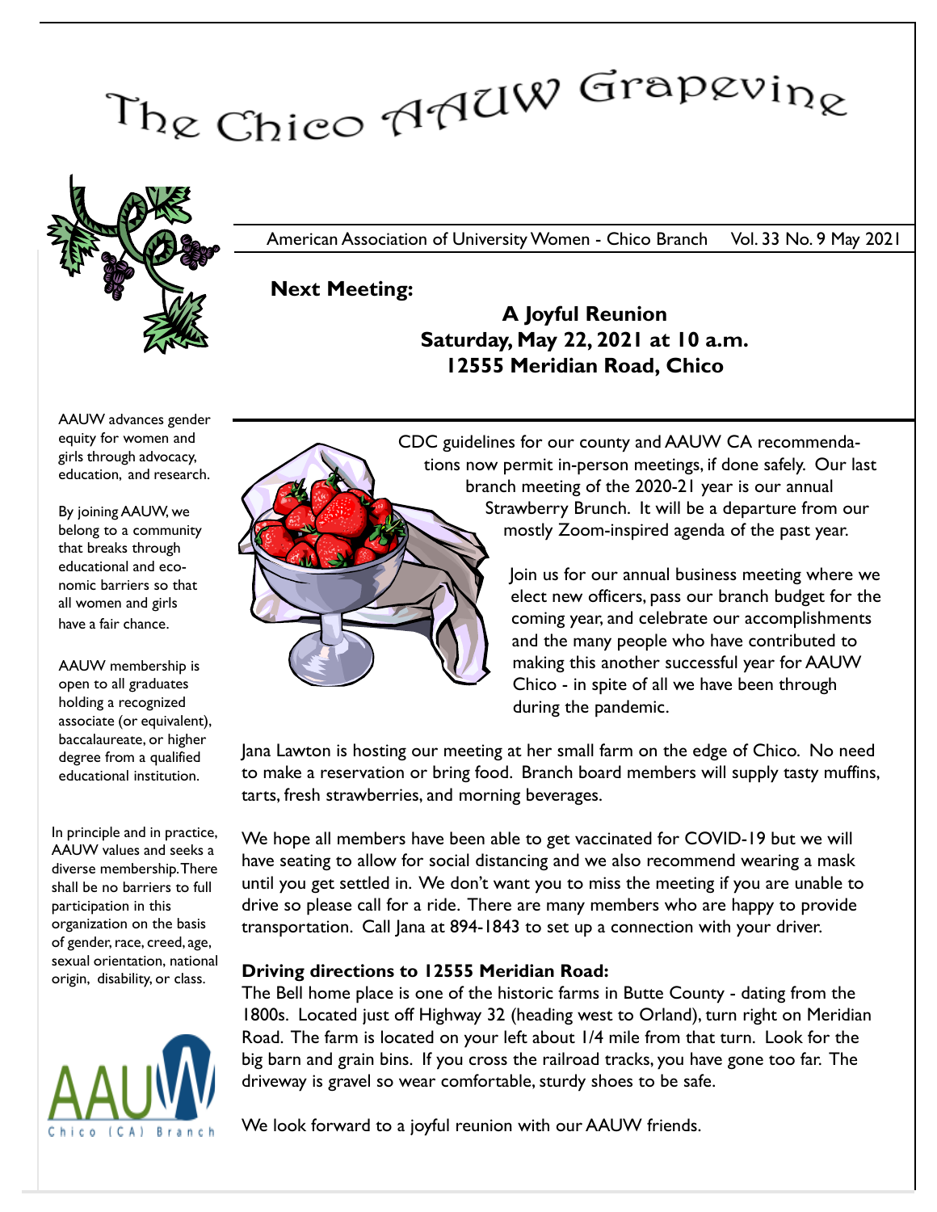# The Chico AAUW Grapevine

American Association of University Women - Chico Branch Vol. 33 No. 9 May 2021

**Next Meeting:**

**A Joyful Reunion**
**Saturday, May 22, 2021 at 10 a.m.**
**12555 Meridian Road, Chico**

AAUW advances gender equity for women and girls through advocacy, education, and research.

By joining AAUW, we belong to a community that breaks through educational and economic barriers so that all women and girls have a fair chance.

AAUW membership is open to all graduates holding a recognized associate (or equivalent), baccalaureate, or higher degree from a qualified educational institution.

In principle and in practice, AAUW values and seeks a diverse membership. There shall be no barriers to full participation in this organization on the basis of gender, race, creed, age, sexual orientation, national origin, disability, or class.

CDC guidelines for our county and AAUW CA recommendations now permit in-person meetings, if done safely. Our last branch meeting of the 2020-21 year is our annual Strawberry Brunch. It will be a departure from our mostly Zoom-inspired agenda of the past year.

Join us for our annual business meeting where we elect new officers, pass our branch budget for the coming year, and celebrate our accomplishments and the many people who have contributed to making this another successful year for AAUW Chico - in spite of all we have been through during the pandemic.

Jana Lawton is hosting our meeting at her small farm on the edge of Chico. No need to make a reservation or bring food. Branch board members will supply tasty muffins, tarts, fresh strawberries, and morning beverages.

We hope all members have been able to get vaccinated for COVID-19 but we will have seating to allow for social distancing and we also recommend wearing a mask until you get settled in. We don't want you to miss the meeting if you are unable to drive so please call for a ride. There are many members who are happy to provide transportation. Call Jana at 894-1843 to set up a connection with your driver.

**Driving directions to 12555 Meridian Road:**
The Bell home place is one of the historic farms in Butte County - dating from the 1800s. Located just off Highway 32 (heading west to Orland), turn right on Meridian Road. The farm is located on your left about 1/4 mile from that turn. Look for the big barn and grain bins. If you cross the railroad tracks, you have gone too far. The driveway is gravel so wear comfortable, sturdy shoes to be safe.

We look forward to a joyful reunion with our AAUW friends.

AAUW Chico (CA) Branch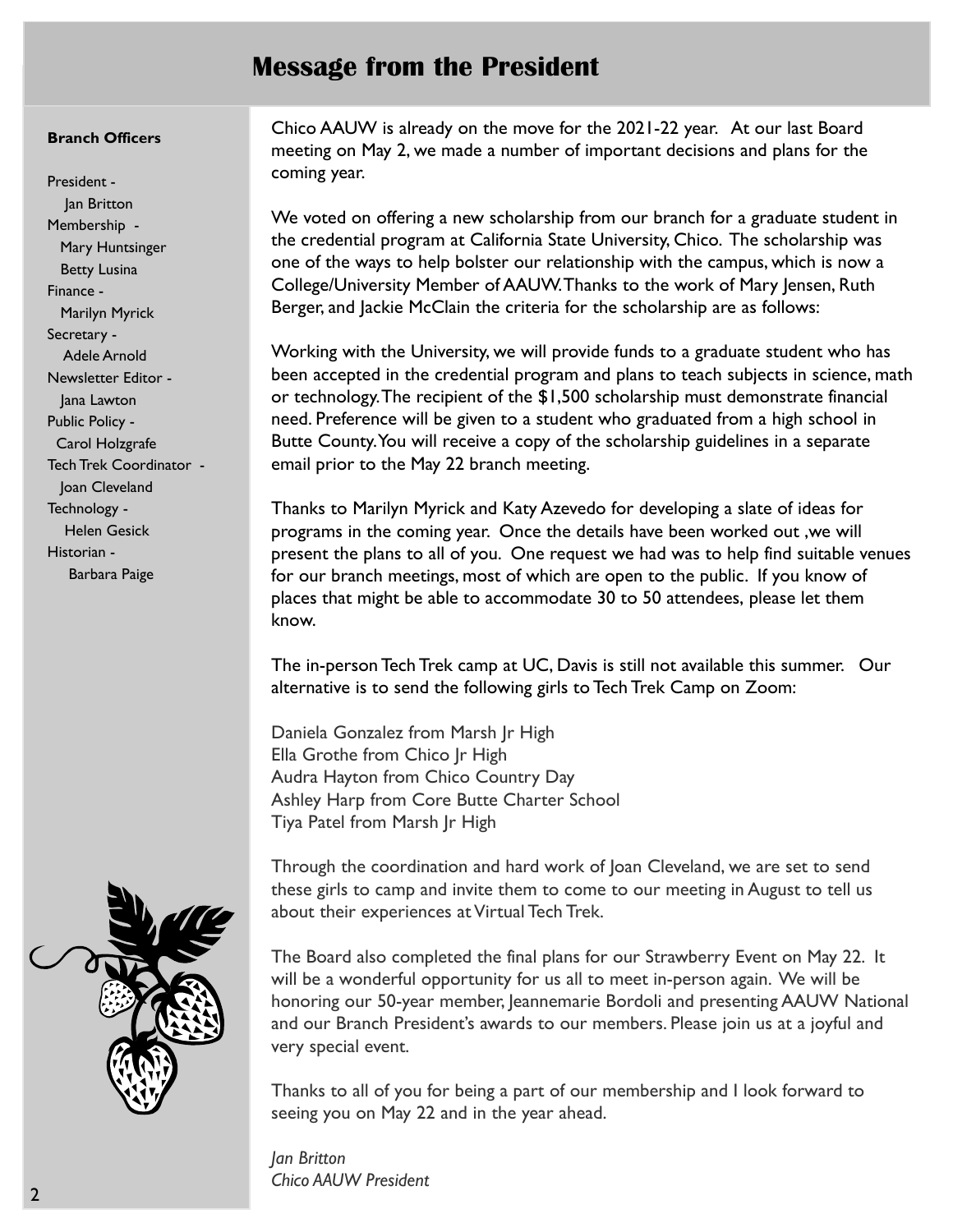# Message from the President

**Branch Officers**

President -
Jan Britton
Membership -
Mary Huntsinger
Betty Lusina
Finance -
Marilyn Myrick
Secretary -
Adele Arnold
Newsletter Editor -
Jana Lawton
Public Policy -
Carol Holzgrafe
Tech Trek Coordinator -
Joan Cleveland
Technology -
Helen Gesick
Historian -
Barbara Paige

Chico AAUW is already on the move for the 2021-22 year. At our last Board meeting on May 2, we made a number of important decisions and plans for the coming year.

We voted on offering a new scholarship from our branch for a graduate student in the credential program at California State University, Chico. The scholarship was one of the ways to help bolster our relationship with the campus, which is now a College/University Member of AAUW. Thanks to the work of Mary Jensen, Ruth Berger, and Jackie McClain the criteria for the scholarship are as follows:

Working with the University, we will provide funds to a graduate student who has been accepted in the credential program and plans to teach subjects in science, math or technology. The recipient of the $1,500 scholarship must demonstrate financial need. Preference will be given to a student who graduated from a high school in Butte County. You will receive a copy of the scholarship guidelines in a separate email prior to the May 22 branch meeting.

Thanks to Marilyn Myrick and Katy Azevedo for developing a slate of ideas for programs in the coming year. Once the details have been worked out ,we will present the plans to all of you. One request we had was to help find suitable venues for our branch meetings, most of which are open to the public. If you know of places that might be able to accommodate 30 to 50 attendees, please let them know.

The in-person Tech Trek camp at UC, Davis is still not available this summer. Our alternative is to send the following girls to Tech Trek Camp on Zoom:

Daniela Gonzalez from Marsh Jr High
Ella Grothe from Chico Jr High
Audra Hayton from Chico Country Day
Ashley Harp from Core Butte Charter School
Tiya Patel from Marsh Jr High

Through the coordination and hard work of Joan Cleveland, we are set to send these girls to camp and invite them to come to our meeting in August to tell us about their experiences at Virtual Tech Trek.

The Board also completed the final plans for our Strawberry Event on May 22. It will be a wonderful opportunity for us all to meet in-person again. We will be honoring our 50-year member, Jeannemarie Bordoli and presenting AAUW National and our Branch President's awards to our members. Please join us at a joyful and very special event.

Thanks to all of you for being a part of our membership and I look forward to seeing you on May 22 and in the year ahead.

*Jan Britton*
*Chico AAUW President*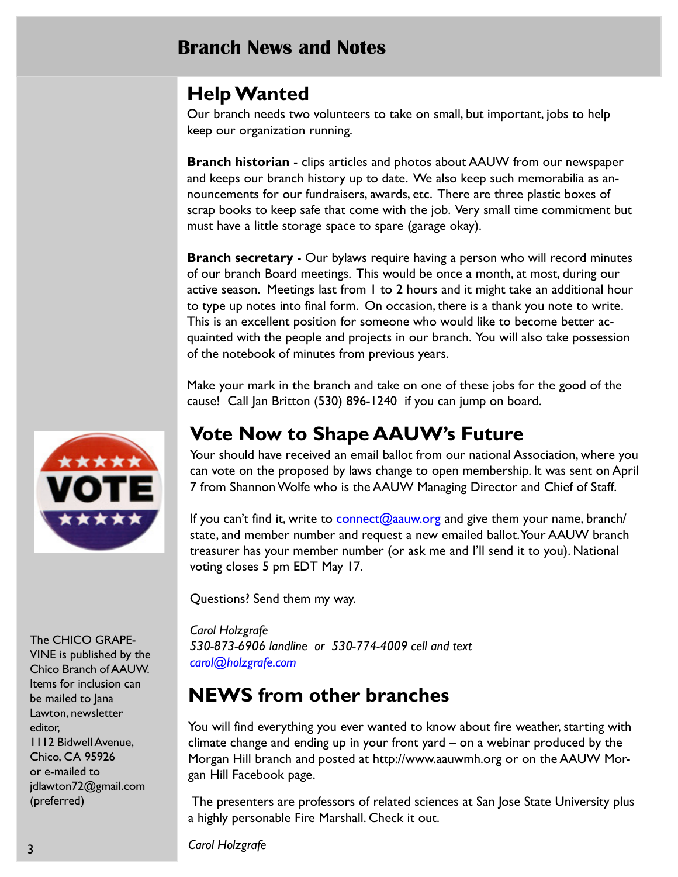# Branch News and Notes

## Help Wanted

Our branch needs two volunteers to take on small, but important, jobs to help keep our organization running.

**Branch historian** - clips articles and photos about AAUW from our newspaper and keeps our branch history up to date. We also keep such memorabilia as announcements for our fundraisers, awards, etc. There are three plastic boxes of scrap books to keep safe that come with the job. Very small time commitment but must have a little storage space to spare (garage okay).

**Branch secretary** - Our bylaws require having a person who will record minutes of our branch Board meetings. This would be once a month, at most, during our active season. Meetings last from 1 to 2 hours and it might take an additional hour to type up notes into final form. On occasion, there is a thank you note to write. This is an excellent position for someone who would like to become better acquainted with the people and projects in our branch. You will also take possession of the notebook of minutes from previous years.

Make your mark in the branch and take on one of these jobs for the good of the cause! Call Jan Britton (530) 896-1240 if you can jump on board.

## Vote Now to Shape AAUW's Future

Your should have received an email ballot from our national Association, where you can vote on the proposed by laws change to open membership. It was sent on April 7 from Shannon Wolfe who is the AAUW Managing Director and Chief of Staff.

If you can't find it, write to connect@aauw.org and give them your name, branch/state, and member number and request a new emailed ballot. Your AAUW branch treasurer has your member number (or ask me and I'll send it to you). National voting closes 5 pm EDT May 17.

Questions? Send them my way.

*Carol Holzgrafe*
*530-873-6906 landline or 530-774-4009 cell and text*
*carol@holzgrafe.com*

## NEWS from other branches

You will find everything you ever wanted to know about fire weather, starting with climate change and ending up in your front yard – on a webinar produced by the Morgan Hill branch and posted at http://www.aauwmh.org or on the AAUW Morgan Hill Facebook page.

The presenters are professors of related sciences at San Jose State University plus a highly personable Fire Marshall. Check it out.

*Carol Holzgrafe*

The CHICO GRAPEVINE is published by the Chico Branch of AAUW. Items for inclusion can be mailed to Jana Lawton, newsletter editor, 1112 Bidwell Avenue, Chico, CA 95926 or e-mailed to jdlawton72@gmail.com (preferred)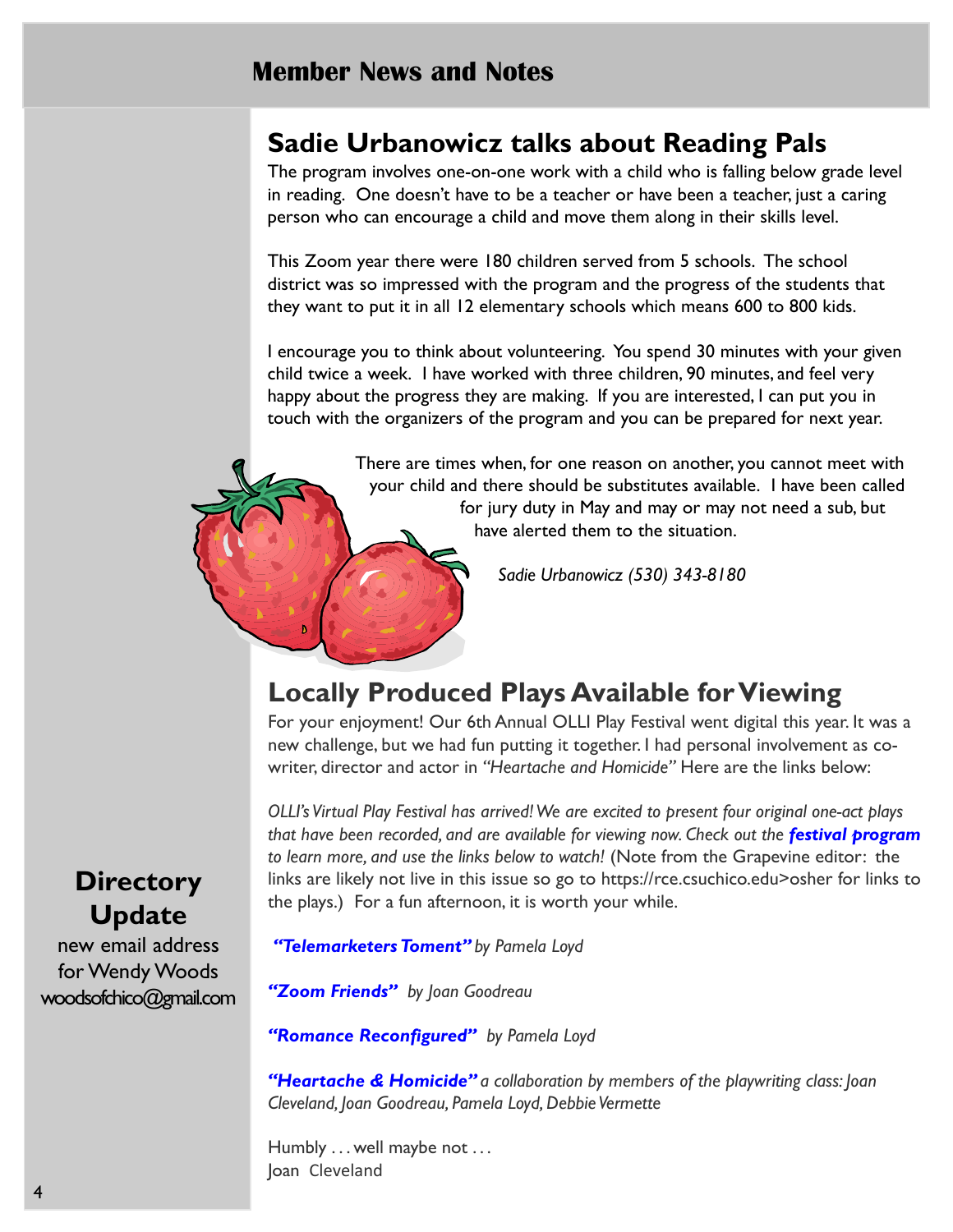# Member News and Notes

## Sadie Urbanowicz talks about Reading Pals

The program involves one-on-one work with a child who is falling below grade level in reading. One doesn't have to be a teacher or have been a teacher, just a caring person who can encourage a child and move them along in their skills level.

This Zoom year there were 180 children served from 5 schools. The school district was so impressed with the program and the progress of the students that they want to put it in all 12 elementary schools which means 600 to 800 kids.

I encourage you to think about volunteering. You spend 30 minutes with your given child twice a week. I have worked with three children, 90 minutes, and feel very happy about the progress they are making. If you are interested, I can put you in touch with the organizers of the program and you can be prepared for next year.

There are times when, for one reason on another, you cannot meet with your child and there should be substitutes available. I have been called for jury duty in May and may or may not need a sub, but have alerted them to the situation.

*Sadie Urbanowicz (530) 343-8180*

## Locally Produced Plays Available for Viewing

For your enjoyment! Our 6th Annual OLLI Play Festival went digital this year. It was a new challenge, but we had fun putting it together. I had personal involvement as co-writer, director and actor in *"Heartache and Homicide"* Here are the links below:

*OLLI's Virtual Play Festival has arrived! We are excited to present four original one-act plays that have been recorded, and are available for viewing now. Check out the* ***festival program*** *to learn more, and use the links below to watch!* (Note from the Grapevine editor: the links are likely not live in this issue so go to https://rce.csuchico.edu>osher for links to the plays.) For a fun afternoon, it is worth your while.

***"Telemarketers Toment"*** *by Pamela Loyd*

***"Zoom Friends"*** *by Joan Goodreau*

***"Romance Reconfigured"*** *by Pamela Loyd*

***"Heartache & Homicide"*** *a collaboration by members of the playwriting class: Joan Cleveland, Joan Goodreau, Pamela Loyd, Debbie Vermette*

Humbly . . . well maybe not . . .
Joan Cleveland

## Directory Update

new email address for Wendy Woods
woodsofchico@gmail.com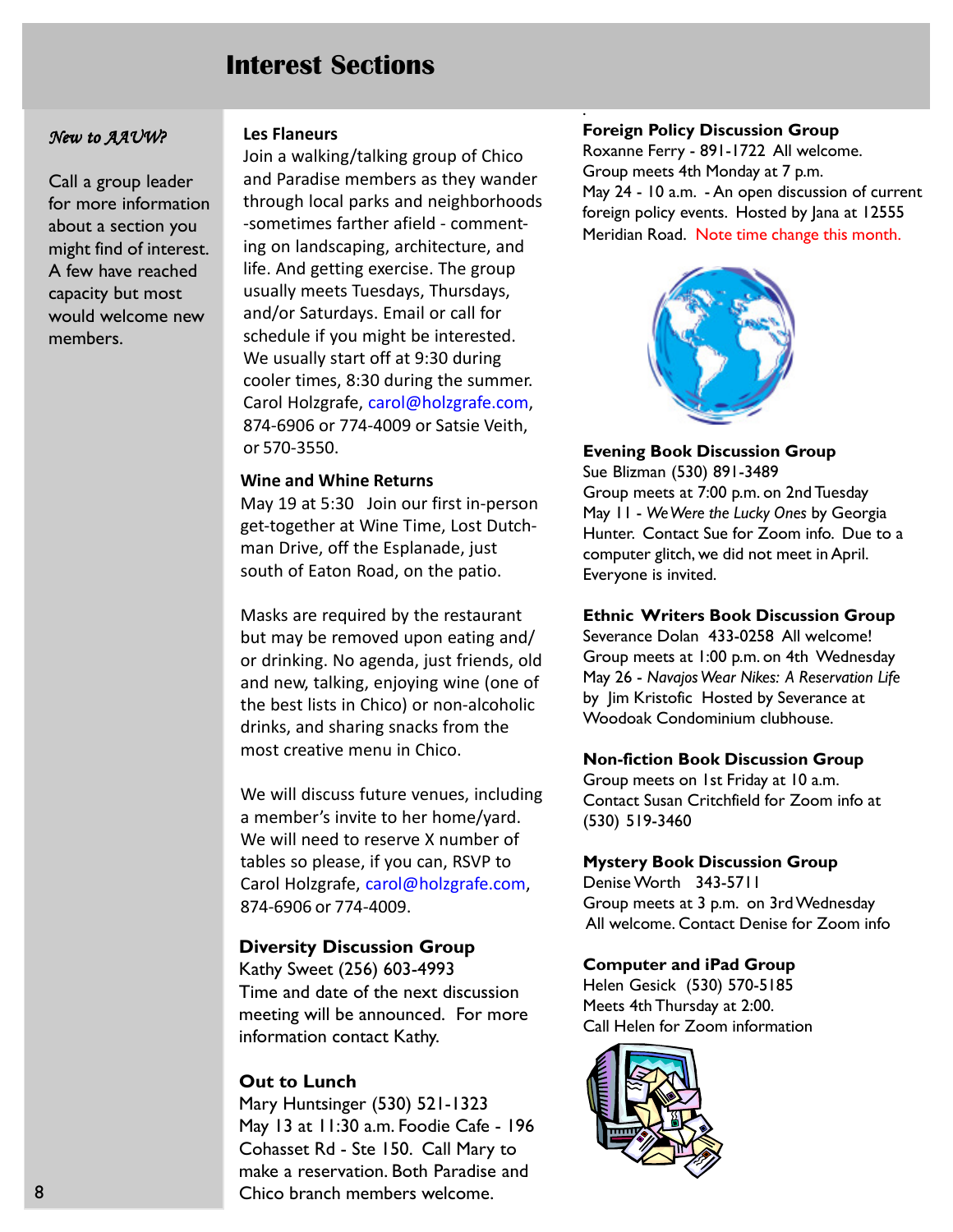# Interest Sections

*New to AAUW?*

Call a group leader for more information about a section you might find of interest. A few have reached capacity but most would welcome new members.

**Les Flaneurs**

Join a walking/talking group of Chico and Paradise members as they wander through local parks and neighborhoods -sometimes farther afield - commenting on landscaping, architecture, and life. And getting exercise. The group usually meets Tuesdays, Thursdays, and/or Saturdays. Email or call for schedule if you might be interested. We usually start off at 9:30 during cooler times, 8:30 during the summer. Carol Holzgrafe, carol@holzgrafe.com, 874-6906 or 774-4009 or Satsie Veith, or 570-3550.

**Wine and Whine Returns**

May 19 at 5:30 Join our first in-person get-together at Wine Time, Lost Dutchman Drive, off the Esplanade, just south of Eaton Road, on the patio.

Masks are required by the restaurant but may be removed upon eating and/or drinking. No agenda, just friends, old and new, talking, enjoying wine (one of the best lists in Chico) or non-alcoholic drinks, and sharing snacks from the most creative menu in Chico.

We will discuss future venues, including a member's invite to her home/yard. We will need to reserve X number of tables so please, if you can, RSVP to Carol Holzgrafe, carol@holzgrafe.com, 874-6906 or 774-4009.

**Diversity Discussion Group**

Kathy Sweet (256) 603-4993
Time and date of the next discussion meeting will be announced. For more information contact Kathy.

**Out to Lunch**

Mary Huntsinger (530) 521-1323
May 13 at 11:30 a.m. Foodie Cafe - 196 Cohasset Rd - Ste 150. Call Mary to make a reservation. Both Paradise and Chico branch members welcome.

**Foreign Policy Discussion Group**

Roxanne Ferry - 891-1722 All welcome.
Group meets 4th Monday at 7 p.m.
May 24 - 10 a.m. - An open discussion of current foreign policy events. Hosted by Jana at 12555 Meridian Road. Note time change this month.

**Evening Book Discussion Group**

Sue Blizman (530) 891-3489
Group meets at 7:00 p.m. on 2nd Tuesday
May 11 - *We Were the Lucky Ones* by Georgia Hunter. Contact Sue for Zoom info. Due to a computer glitch, we did not meet in April. Everyone is invited.

**Ethnic Writers Book Discussion Group**

Severance Dolan 433-0258 All welcome!
Group meets at 1:00 p.m. on 4th Wednesday
May 26 - *Navajos Wear Nikes: A Reservation Life* by Jim Kristofic Hosted by Severance at Woodoak Condominium clubhouse.

**Non-fiction Book Discussion Group**

Group meets on 1st Friday at 10 a.m.
Contact Susan Critchfield for Zoom info at (530) 519-3460

**Mystery Book Discussion Group**

Denise Worth 343-5711
Group meets at 3 p.m. on 3rd Wednesday
All welcome. Contact Denise for Zoom info

**Computer and iPad Group**

Helen Gesick (530) 570-5185
Meets 4th Thursday at 2:00.
Call Helen for Zoom information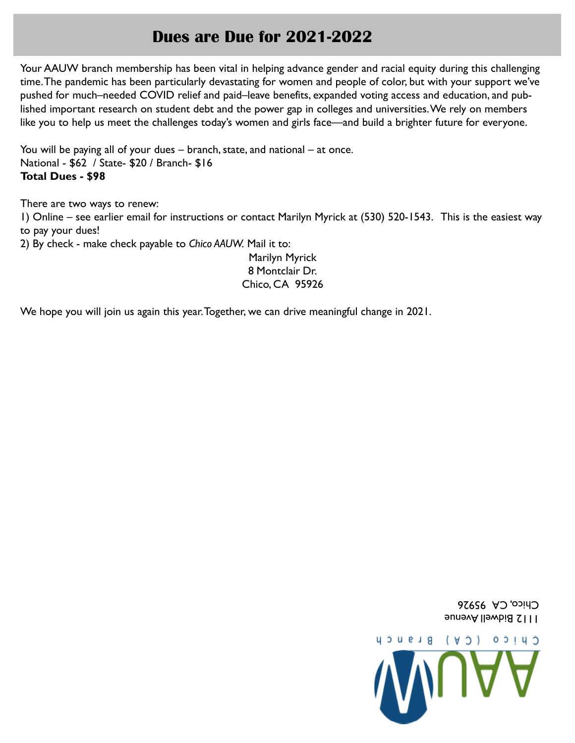# Dues are Due for 2021-2022

Your AAUW branch membership has been vital in helping advance gender and racial equity during this challenging time. The pandemic has been particularly devastating for women and people of color, but with your support we've pushed for much–needed COVID relief and paid–leave benefits, expanded voting access and education, and published important research on student debt and the power gap in colleges and universities. We rely on members like you to help us meet the challenges today's women and girls face—and build a brighter future for everyone.

You will be paying all of your dues – branch, state, and national – at once.
National - $62 / State- $20 / Branch- $16
**Total Dues - $98**

There are two ways to renew:
1) Online – see earlier email for instructions or contact Marilyn Myrick at (530) 520-1543. This is the easiest way to pay your dues!
2) By check - make check payable to *Chico AAUW.* Mail it to:

Marilyn Myrick
8 Montclair Dr.
Chico, CA 95926

We hope you will join us again this year. Together, we can drive meaningful change in 2021.

AAUW
Chico (CA) Branch
1112 Bidwell Avenue
Chico, CA 95926